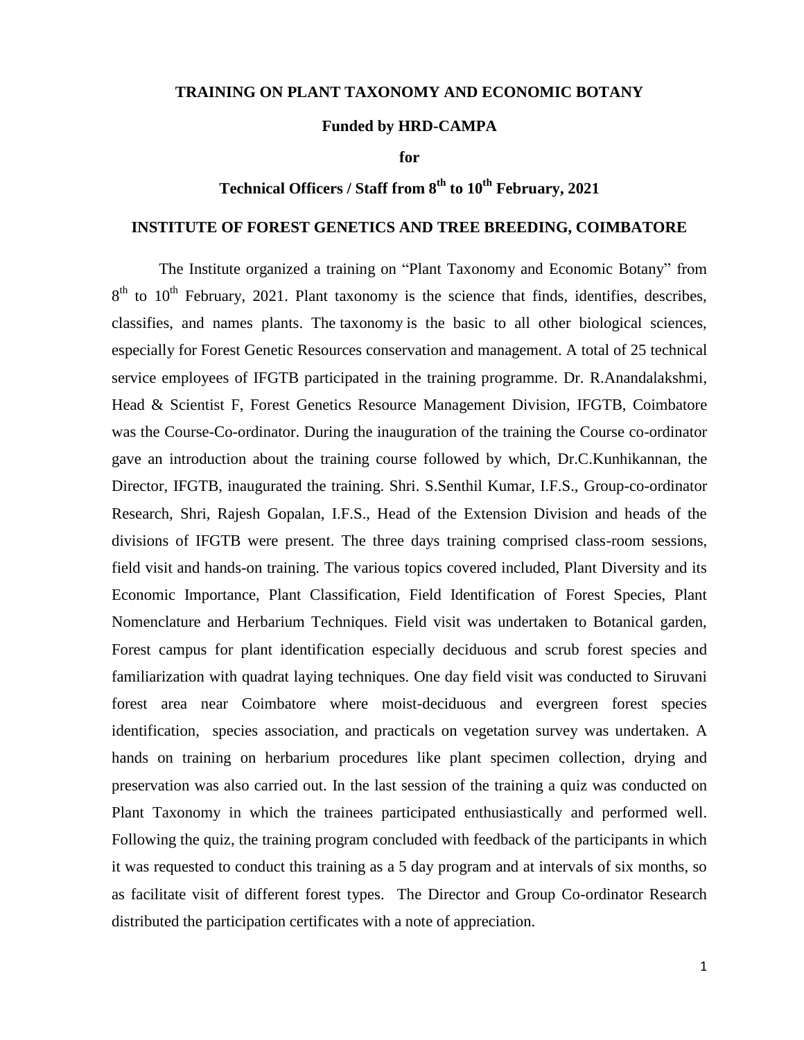# TRAINING ON PLANT TAXONOMY AND ECONOMIC BOTANY

## Funded by HRD-CAMPA

## for

## Technical Officers / Staff from 8th to 10th February, 2021

## INSTITUTE OF FOREST GENETICS AND TREE BREEDING, COIMBATORE

The Institute organized a training on "Plant Taxonomy and Economic Botany" from 8th to 10th February, 2021. Plant taxonomy is the science that finds, identifies, describes, classifies, and names plants. The taxonomy is the basic to all other biological sciences, especially for Forest Genetic Resources conservation and management. A total of 25 technical service employees of IFGTB participated in the training programme. Dr. R.Anandalakshmi, Head & Scientist F, Forest Genetics Resource Management Division, IFGTB, Coimbatore was the Course-Co-ordinator. During the inauguration of the training the Course co-ordinator gave an introduction about the training course followed by which, Dr.C.Kunhikannan, the Director, IFGTB, inaugurated the training. Shri. S.Senthil Kumar, I.F.S., Group-co-ordinator Research, Shri, Rajesh Gopalan, I.F.S., Head of the Extension Division and heads of the divisions of IFGTB were present. The three days training comprised class-room sessions, field visit and hands-on training. The various topics covered included, Plant Diversity and its Economic Importance, Plant Classification, Field Identification of Forest Species, Plant Nomenclature and Herbarium Techniques. Field visit was undertaken to Botanical garden, Forest campus for plant identification especially deciduous and scrub forest species and familiarization with quadrat laying techniques. One day field visit was conducted to Siruvani forest area near Coimbatore where moist-deciduous and evergreen forest species identification, species association, and practicals on vegetation survey was undertaken. A hands on training on herbarium procedures like plant specimen collection, drying and preservation was also carried out. In the last session of the training a quiz was conducted on Plant Taxonomy in which the trainees participated enthusiastically and performed well. Following the quiz, the training program concluded with feedback of the participants in which it was requested to conduct this training as a 5 day program and at intervals of six months, so as facilitate visit of different forest types. The Director and Group Co-ordinator Research distributed the participation certificates with a note of appreciation.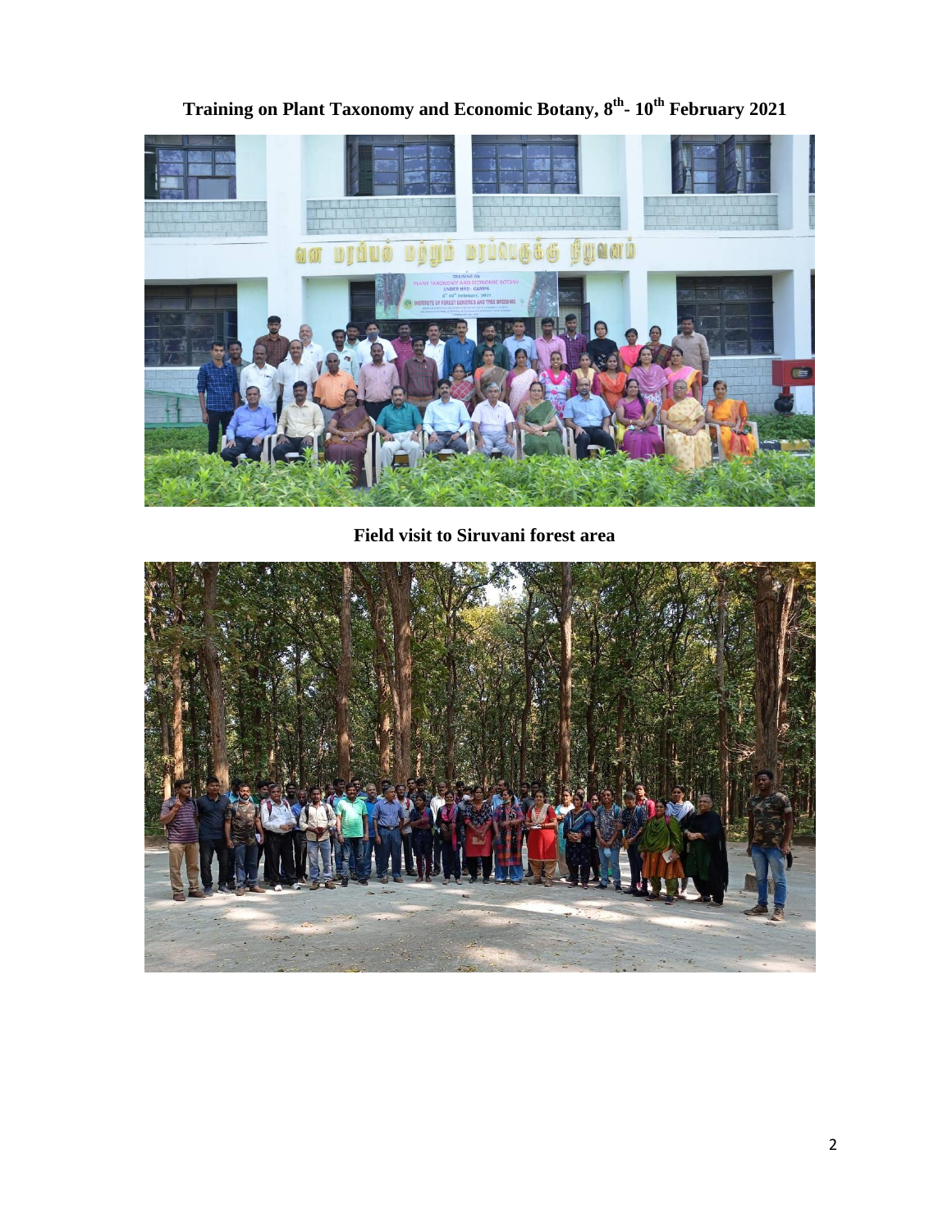**Training on Plant Taxonomy and Economic Botany, 8th- 10th February 2021**

**Field visit to Siruvani forest area**